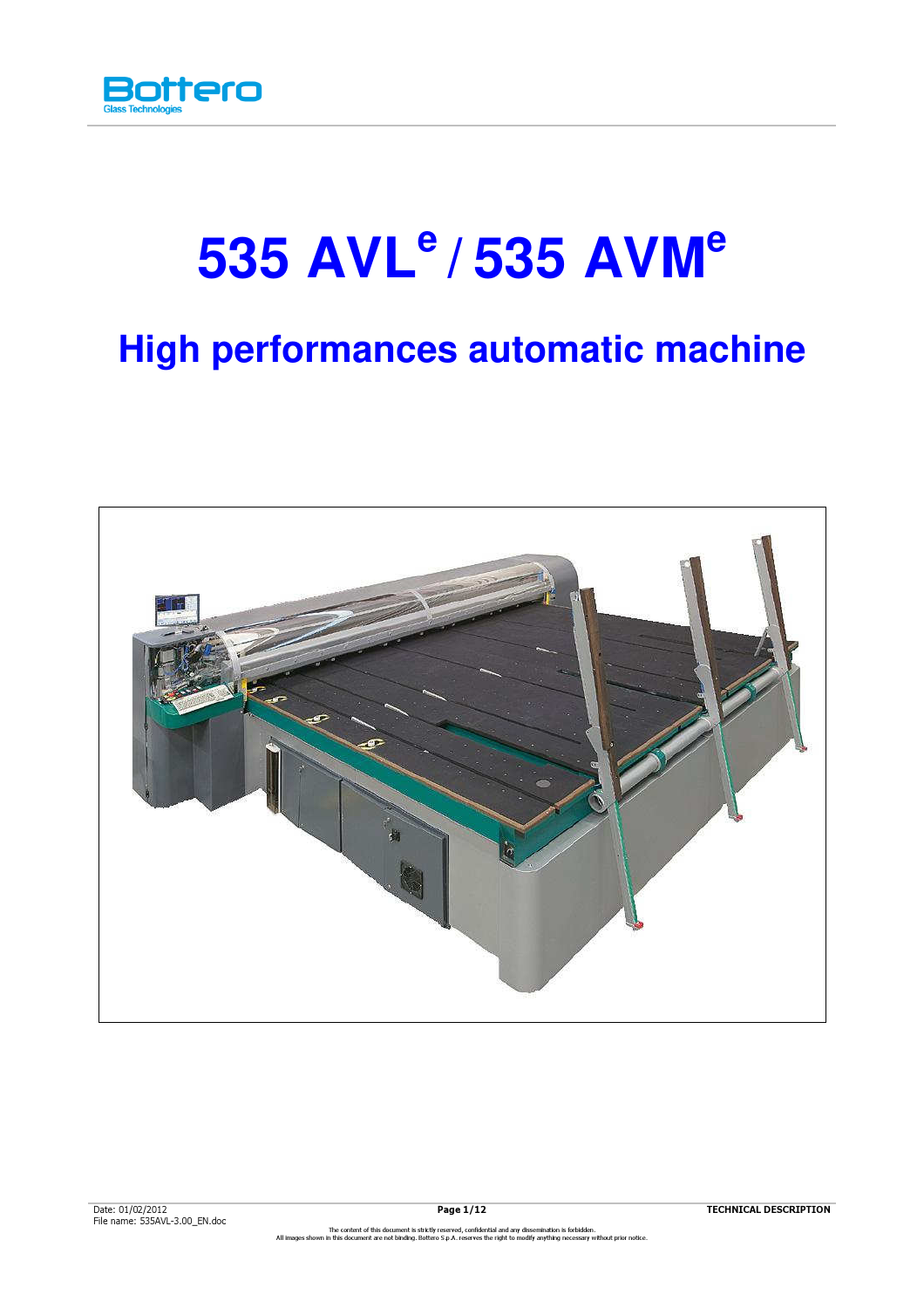# 535 AVL$^{e}$ / 535 AVM$^{e}$

## High performances automatic machine

The content of this document is strictly reserved, confidential and any dissemination is forbidden.
All images shown in this document are not binding. Bottero S.p.A. reserves the right to modify anything necessary without prior notice.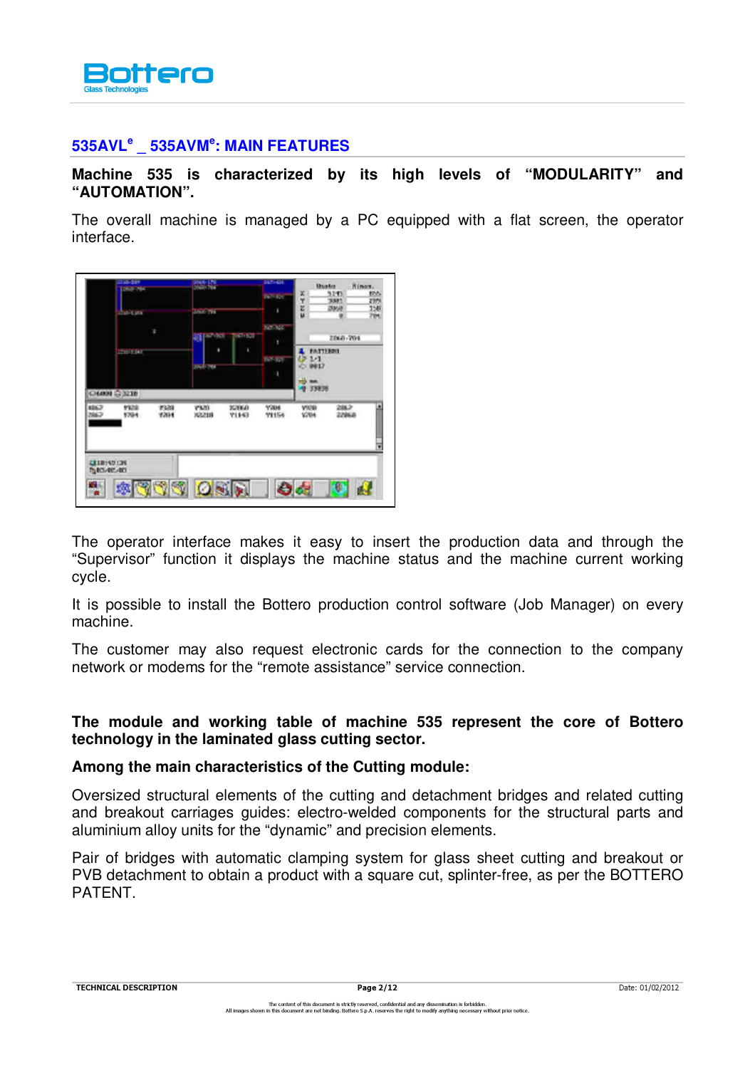## 535AVL$^e$ _ 535AVM$^e$: MAIN FEATURES

**Machine 535 is characterized by its high levels of "MODULARITY" and "AUTOMATION".**

The overall machine is managed by a PC equipped with a flat screen, the operator interface.

The operator interface makes it easy to insert the production data and through the "Supervisor" function it displays the machine status and the machine current working cycle.

It is possible to install the Bottero production control software (Job Manager) on every machine.

The customer may also request electronic cards for the connection to the company network or modems for the "remote assistance" service connection.

**The module and working table of machine 535 represent the core of Bottero technology in the laminated glass cutting sector.**

**Among the main characteristics of the Cutting module:**

Oversized structural elements of the cutting and detachment bridges and related cutting and breakout carriages guides: electro-welded components for the structural parts and aluminium alloy units for the "dynamic" and precision elements.

Pair of bridges with automatic clamping system for glass sheet cutting and breakout or PVB detachment to obtain a product with a square cut, splinter-free, as per the BOTTERO PATENT.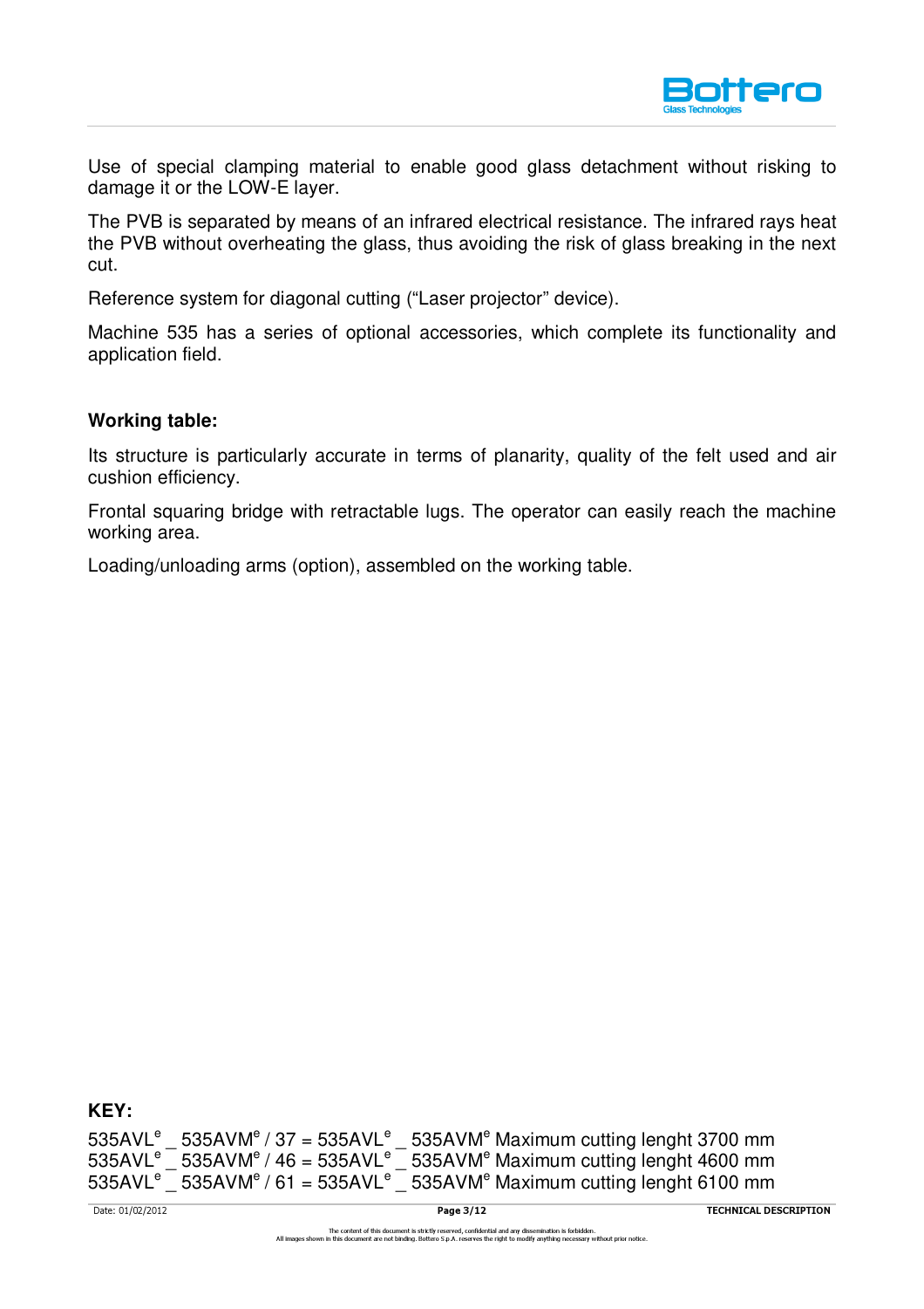Use of special clamping material to enable good glass detachment without risking to damage it or the LOW-E layer.

The PVB is separated by means of an infrared electrical resistance. The infrared rays heat the PVB without overheating the glass, thus avoiding the risk of glass breaking in the next cut.

Reference system for diagonal cutting (“Laser projector” device).

Machine 535 has a series of optional accessories, which complete its functionality and application field.

**Working table:**

Its structure is particularly accurate in terms of planarity, quality of the felt used and air cushion efficiency.

Frontal squaring bridge with retractable lugs. The operator can easily reach the machine working area.

Loading/unloading arms (option), assembled on the working table.

**KEY:**

535AVL$^e$ _ 535AVM$^e$ / 37 = 535AVL$^e$ _ 535AVM$^e$ Maximum cutting lenght 3700 mm
535AVL$^e$ _ 535AVM$^e$ / 46 = 535AVL$^e$ _ 535AVM$^e$ Maximum cutting lenght 4600 mm
535AVL$^e$ _ 535AVM$^e$ / 61 = 535AVL$^e$ _ 535AVM$^e$ Maximum cutting lenght 6100 mm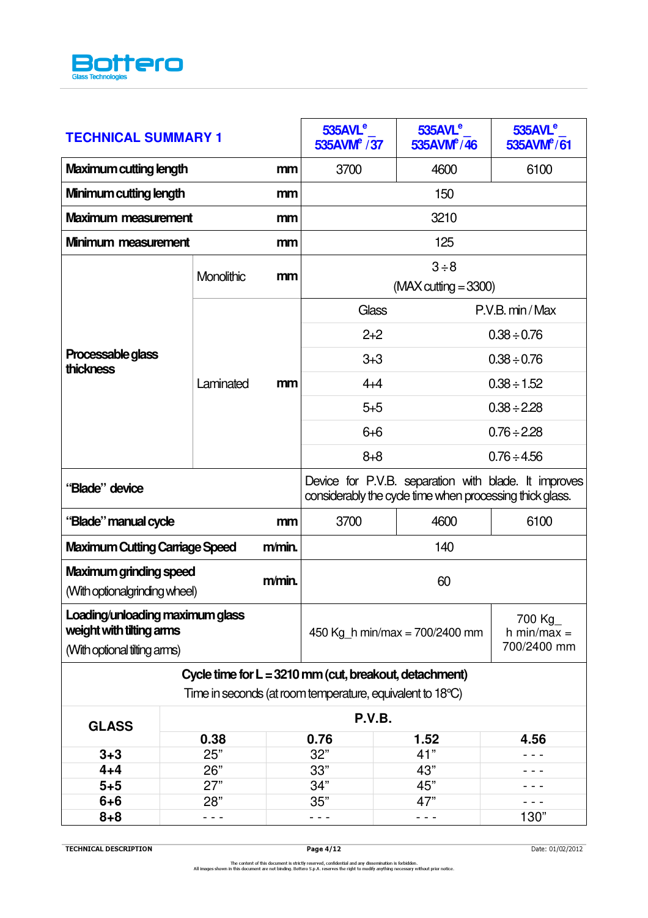| TECHNICAL SUMMARY 1 | | | $535AVL^e$_ $535AVM^e$ /37 | $535AVL^e$_ $535AVM^e$ /46 | $535AVL^e$_ $535AVM^e$ /61 |
|---|---|---|---|---|---|
| **Maximum cutting length** | | mm | 3700 | 4600 | 6100 |
| **Minimum cutting length** | | mm | 150 | | |
| **Maximum measurement** | | mm | 3210 | | |
| **Minimum measurement** | | mm | 125 | | |
| **Processable glass thickness** | Monolithic | mm | 3 ÷ 8 (MAX cutting = 3300) | | |
| | Laminated | mm | Glass | P.V.B. min / Max | |
| | | | 2+2 | 0.38 ÷ 0.76 | |
| | | | 3+3 | 0.38 ÷ 0.76 | |
| | | | 4+4 | 0.38 ÷ 1.52 | |
| | | | 5+5 | 0.38 ÷ 2.28 | |
| | | | 6+6 | 0.76 ÷ 2.28 | |
| | | | 8+8 | 0.76 ÷ 4.56 | |
| **"Blade" device** | | | Device for P.V.B. separation with blade. It improves considerably the cycle time when processing thick glass. | | |
| **"Blade" manual cycle** | | mm | 3700 | 4600 | 6100 |
| **Maximum Cutting Carriage Speed** | | m/min. | 140 | | |
| **Maximum grinding speed** (With optional grinding wheel) | | m/min. | 60 | | |
| **Loading/unloading maximum glass weight with tilting arms** (With optional tilting arms) | | | 450 Kg_h min/max = 700/2400 mm | | 700 Kg_ h min/max = 700/2400 mm |

**Cycle time for L = 3210 mm (cut, breakout, detachment)**

Time in seconds (at room temperature, equivalent to 18°C)

| GLASS | P.V.B. | | | |
|---|---|---|---|---|
| | **0.38** | **0.76** | **1.52** | **4.56** |
| **3+3** | 25" | 32" | 41" | - - - |
| **4+4** | 26" | 33" | 43" | - - - |
| **5+5** | 27" | 34" | 45" | - - - |
| **6+6** | 28" | 35" | 47" | - - - |
| **8+8** | - - - | - - - | - - - | 130" |

The content of this document is strictly reserved, confidential and any dissemination is forbidden.
All images shown in this document are not binding. Bottero S.p.A. reserves the right to modify anything necessary without prior notice.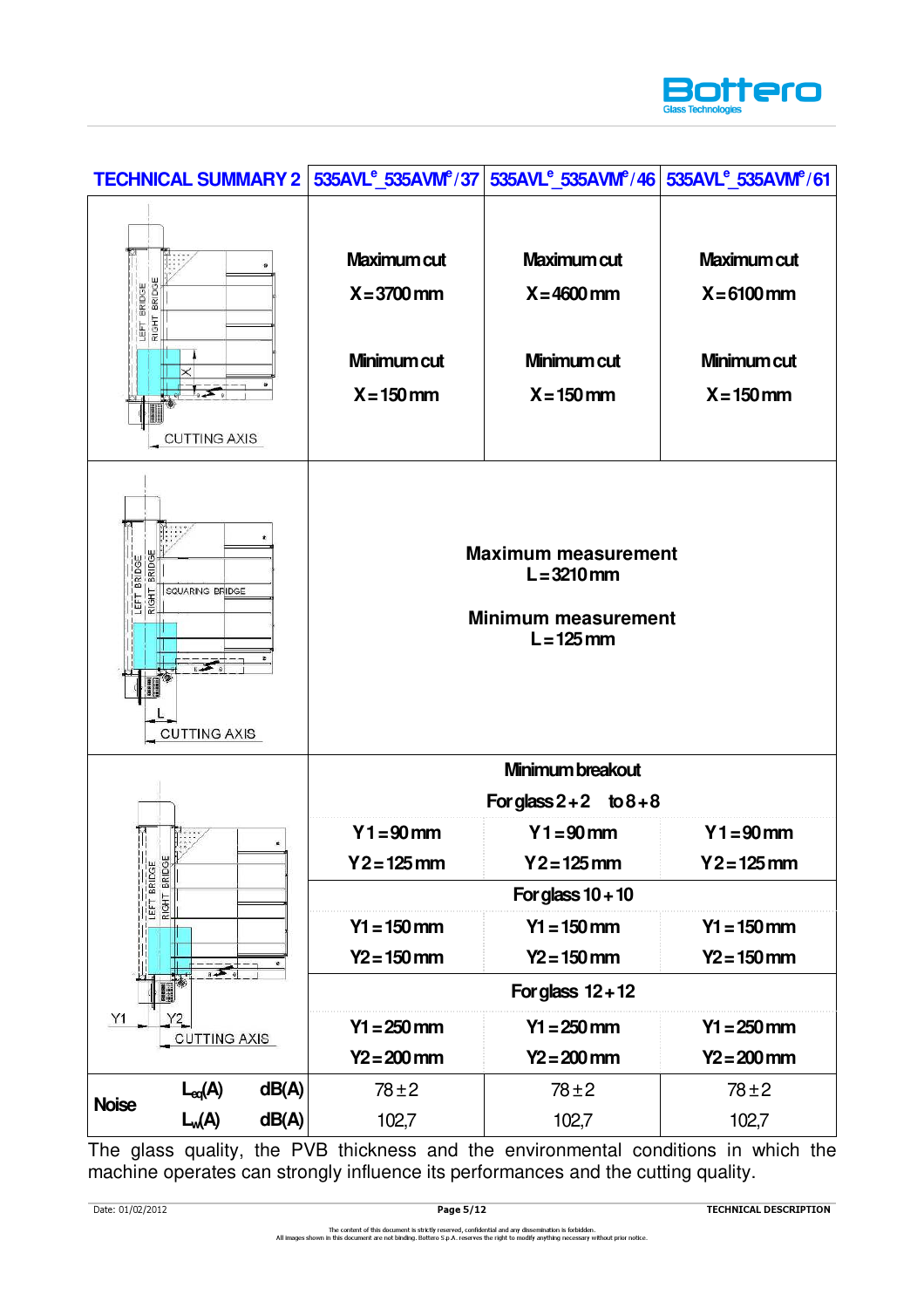| TECHNICAL SUMMARY 2 | 535AVL[e]_535AVM[e]/37 | 535AVL[e]_535AVM[e]/46 | 535AVL[e]_535AVM[e]/61 |
|---|---|---|---|
| LEFT BRIDGE, RIGHT BRIDGE, X, CUTTING AXIS | Maximum cut X = 3700 mm<br>Minimum cut X = 150 mm | Maximum cut X = 4600 mm<br>Minimum cut X = 150 mm | Maximum cut X = 6100 mm<br>Minimum cut X = 150 mm |
| LEFT BRIDGE, RIGHT BRIDGE, SQUARING BRIDGE, L, CUTTING AXIS | **Maximum measurement** L = 3210 mm<br>**Minimum measurement** L = 125 mm | | |
| LEFT BRIDGE, RIGHT BRIDGE, Y1, Y2, CUTTING AXIS | Minimum breakout | | |
| | For glass 2+2 to 8+8 | | |
| | Y1 = 90 mm<br>Y2 = 125 mm | Y1 = 90 mm<br>Y2 = 125 mm | Y1 = 90 mm<br>Y2 = 125 mm |
| | For glass 10+10 | | |
| | Y1 = 150 mm<br>Y2 = 150 mm | Y1 = 150 mm<br>Y2 = 150 mm | Y1 = 150 mm<br>Y2 = 150 mm |
| | For glass 12+12 | | |
| | Y1 = 250 mm<br>Y2 = 200 mm | Y1 = 250 mm<br>Y2 = 200 mm | Y1 = 250 mm<br>Y2 = 200 mm |
| Noise $L_{eq}(A)$ dB(A) | 78±2 | 78±2 | 78±2 |
| Noise $L_w(A)$ dB(A) | 102,7 | 102,7 | 102,7 |

The glass quality, the PVB thickness and the environmental conditions in which the machine operates can strongly influence its performances and the cutting quality.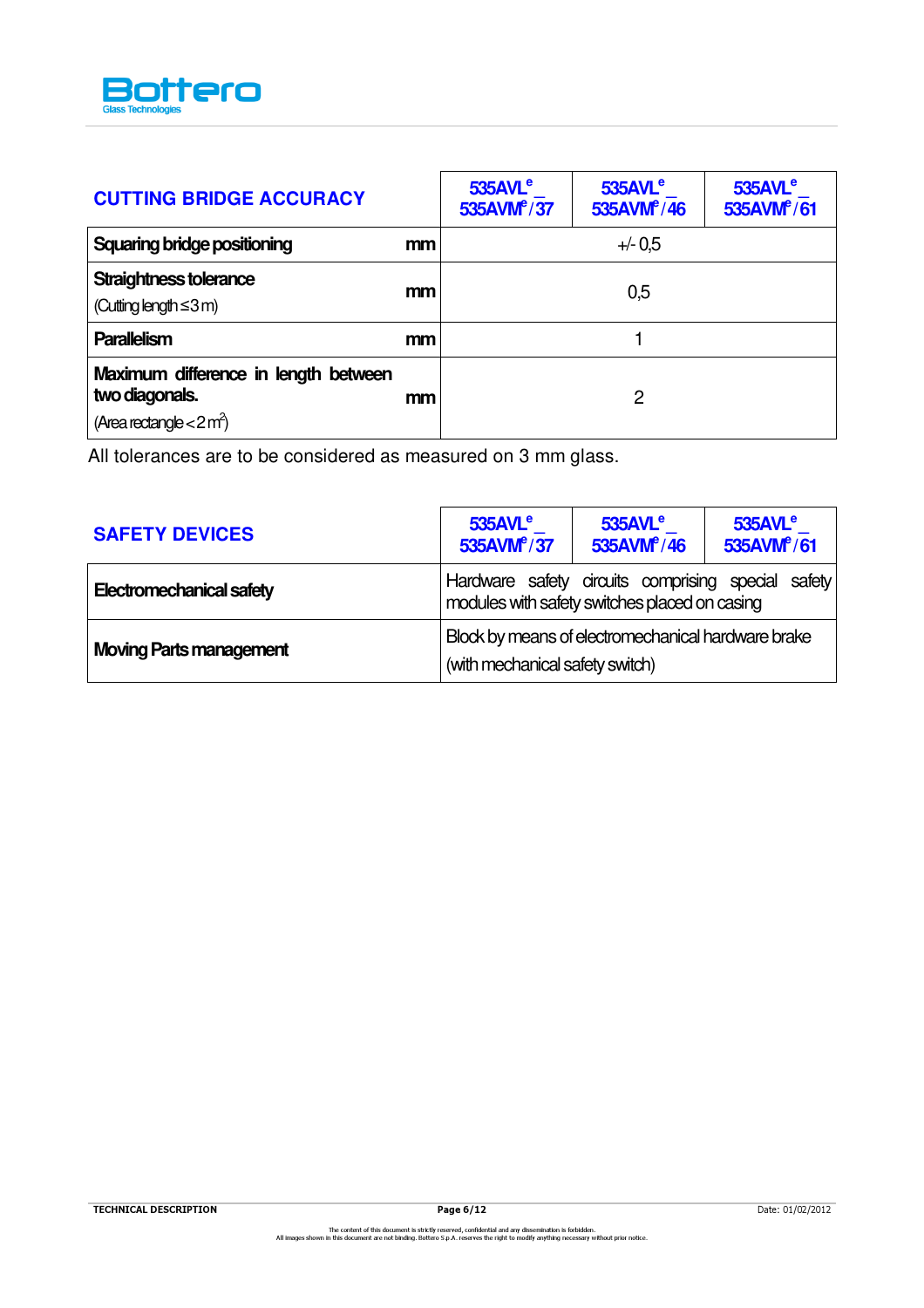| CUTTING BRIDGE ACCURACY | | $535AVL^e$_ $535AVM^e$/37 | $535AVL^e$_ $535AVM^e$/46 | $535AVL^e$_ $535AVM^e$/61 |
|---|---|---|---|---|
| **Squaring bridge positioning** | **mm** | +/- 0,5 | | |
| **Straightness tolerance** (Cutting length ≤ 3 m) | **mm** | 0,5 | | |
| **Parallelism** | **mm** | 1 | | |
| **Maximum difference in length between two diagonals.** (Area rectangle < 2 $m^2$) | **mm** | 2 | | |

All tolerances are to be considered as measured on 3 mm glass.

| SAFETY DEVICES | $535AVL^e$_ $535AVM^e$/37 | $535AVL^e$_ $535AVM^e$/46 | $535AVL^e$_ $535AVM^e$/61 |
|---|---|---|---|
| **Electromechanical safety** | Hardware safety circuits comprising special safety modules with safety switches placed on casing | | |
| **Moving Parts management** | Block by means of electromechanical hardware brake (with mechanical safety switch) | | |

The content of this document is strictly reserved, confidential and any dissemination is forbidden.
All images shown in this document are not binding. Bottero S.p.A. reserves the right to modify anything necessary without prior notice.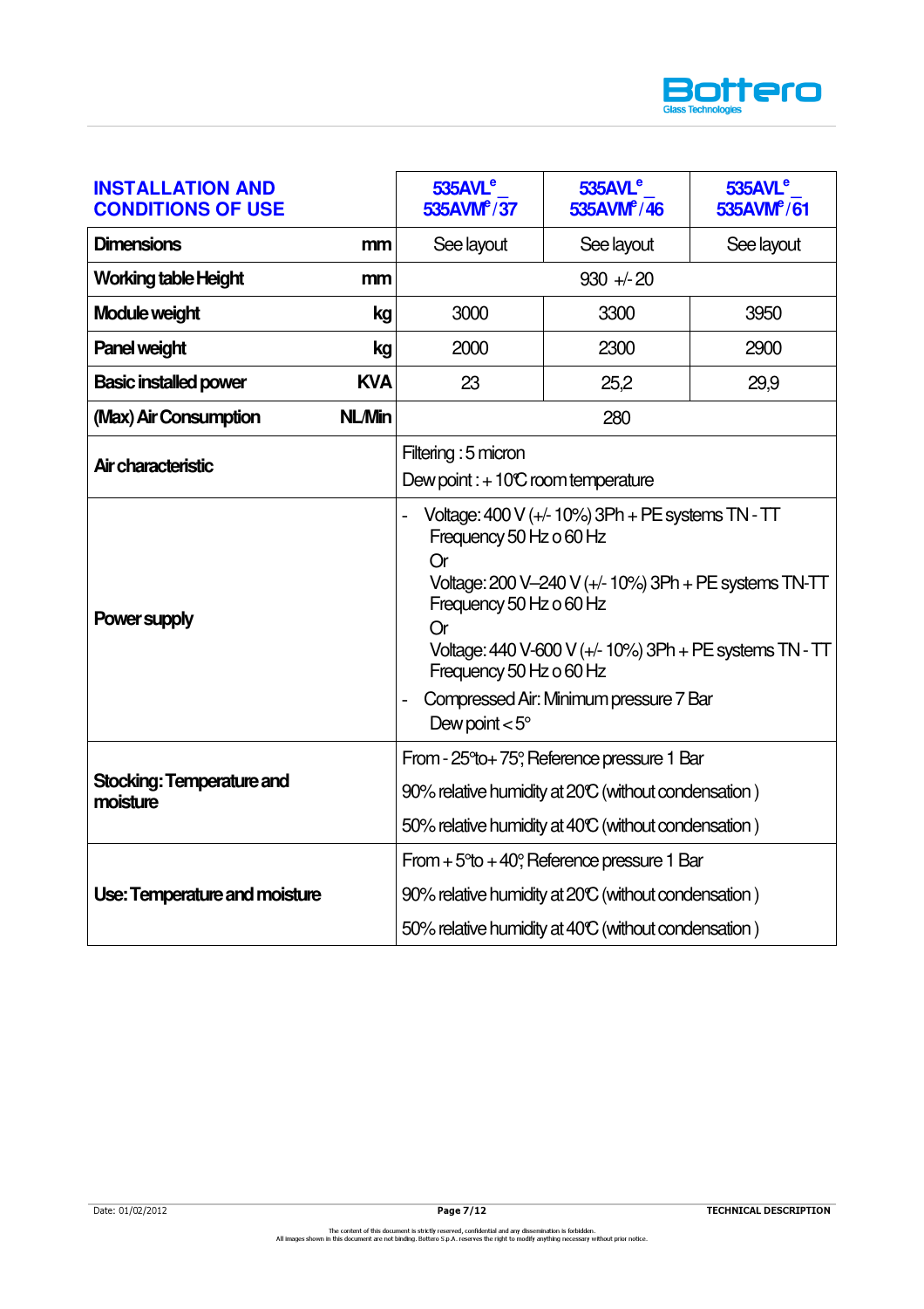| INSTALLATION AND CONDITIONS OF USE | | $535AVL^e$_ $535AVM^e$/37 | $535AVL^e$_ $535AVM^e$/46 | $535AVL^e$_ $535AVM^e$/61 |
|---|---|---|---|---|
| **Dimensions** | **mm** | See layout | See layout | See layout |
| **Working table Height** | **mm** | 930 +/- 20 | | |
| **Module weight** | **kg** | 3000 | 3300 | 3950 |
| **Panel weight** | **kg** | 2000 | 2300 | 2900 |
| **Basic installed power** | **KVA** | 23 | 25,2 | 29,9 |
| **(Max) Air Consumption** | **NL/Min** | 280 | | |
| **Air characteristic** | | Filtering : 5 micron<br>Dew point : + 10°C room temperature | | |
| **Power supply** | | - Voltage: 400 V (+/- 10%) 3Ph + PE systems TN - TT<br>Frequency 50 Hz o 60 Hz<br>Or<br>Voltage: 200 V–240 V (+/- 10%) 3Ph + PE systems TN-TT<br>Frequency 50 Hz o 60 Hz<br>Or<br>Voltage: 440 V-600 V (+/- 10%) 3Ph + PE systems TN - TT<br>Frequency 50 Hz o 60 Hz<br>- Compressed Air: Minimum pressure 7 Bar<br>Dew point < 5° | | |
| **Stocking: Temperature and moisture** | | From - 25°to+ 75°, Reference pressure 1 Bar<br>90% relative humidity at 20°C (without condensation )<br>50% relative humidity at 40°C (without condensation ) | | |
| **Use: Temperature and moisture** | | From + 5°to + 40°, Reference pressure 1 Bar<br>90% relative humidity at 20°C (without condensation )<br>50% relative humidity at 40°C (without condensation ) | | |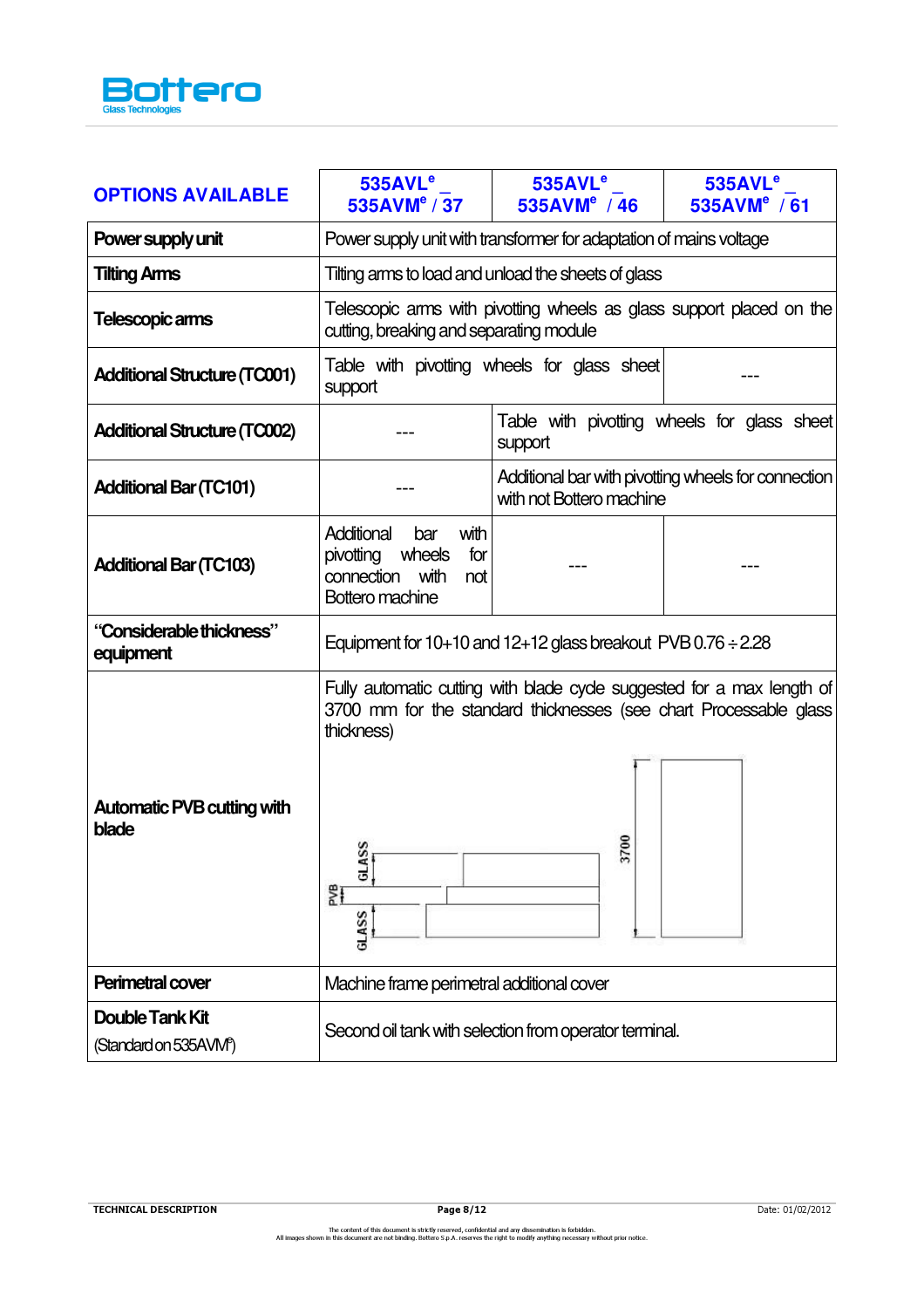| OPTIONS AVAILABLE | 535AVL$^e$ _ 535AVM$^e$ / 37 | 535AVL$^e$ _ 535AVM$^e$ / 46 | 535AVL$^e$ _ 535AVM$^e$ / 61 |
|---|---|---|---|
| **Power supply unit** | Power supply unit with transformer for adaptation of mains voltage | | |
| **Tilting Arms** | Tilting arms to load and unload the sheets of glass | | |
| **Telescopic arms** | Telescopic arms with pivotting wheels as glass support placed on the cutting, breaking and separating module | | |
| **Additional Structure (TC001)** | Table with pivotting wheels for glass sheet support | | --- |
| **Additional Structure (TC002)** | --- | Table with pivotting wheels for glass sheet support | |
| **Additional Bar (TC101)** | --- | Additional bar with pivotting wheels for connection with not Bottero machine | |
| **Additional Bar (TC103)** | Additional bar with pivotting wheels for connection with not Bottero machine | --- | --- |
| **"Considerable thickness" equipment** | Equipment for 10+10 and 12+12 glass breakout PVB 0.76 ÷ 2.28 | | |
| **Automatic PVB cutting with blade** | Fully automatic cutting with blade cycle suggested for a max length of 3700 mm for the standard thicknesses (see chart Processable glass thickness) | | |
| **Perimetral cover** | Machine frame perimetral additional cover | | |
| **Double Tank Kit** (Standard on 535AVM$^e$) | Second oil tank with selection from operator terminal. | | |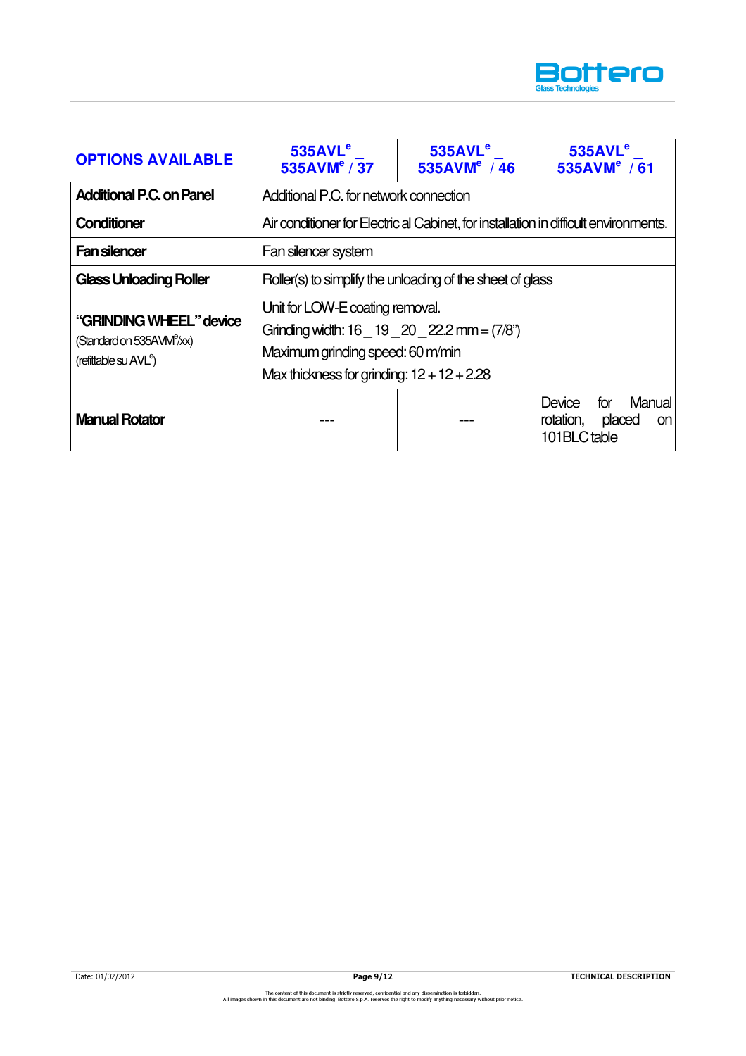| OPTIONS AVAILABLE | 535AVL$^e$ _ 535AVM$^e$ / 37 | 535AVL$^e$ _ 535AVM$^e$ / 46 | 535AVL$^e$ _ 535AVM$^e$ / 61 |
|---|---|---|---|
| **Additional P.C. on Panel** | Additional P.C. for network connection | | |
| **Conditioner** | Air conditioner for Electric al Cabinet, for installation in difficult environments. | | |
| **Fan silencer** | Fan silencer system | | |
| **Glass Unloading Roller** | Roller(s) to simplify the unloading of the sheet of glass | | |
| **"GRINDING WHEEL" device** (Standard on 535AVM$^e$/xx) (refittable su AVL$^e$) | Unit for LOW-E coating removal.<br>Grinding width: 16 _ 19 _ 20 _ 22.2 mm = (7/8")<br>Maximum grinding speed: 60 m/min<br>Max thickness for grinding: 12 + 12 + 2.28 | | |
| **Manual Rotator** | --- | --- | Device for Manual rotation, placed on 101BLC table |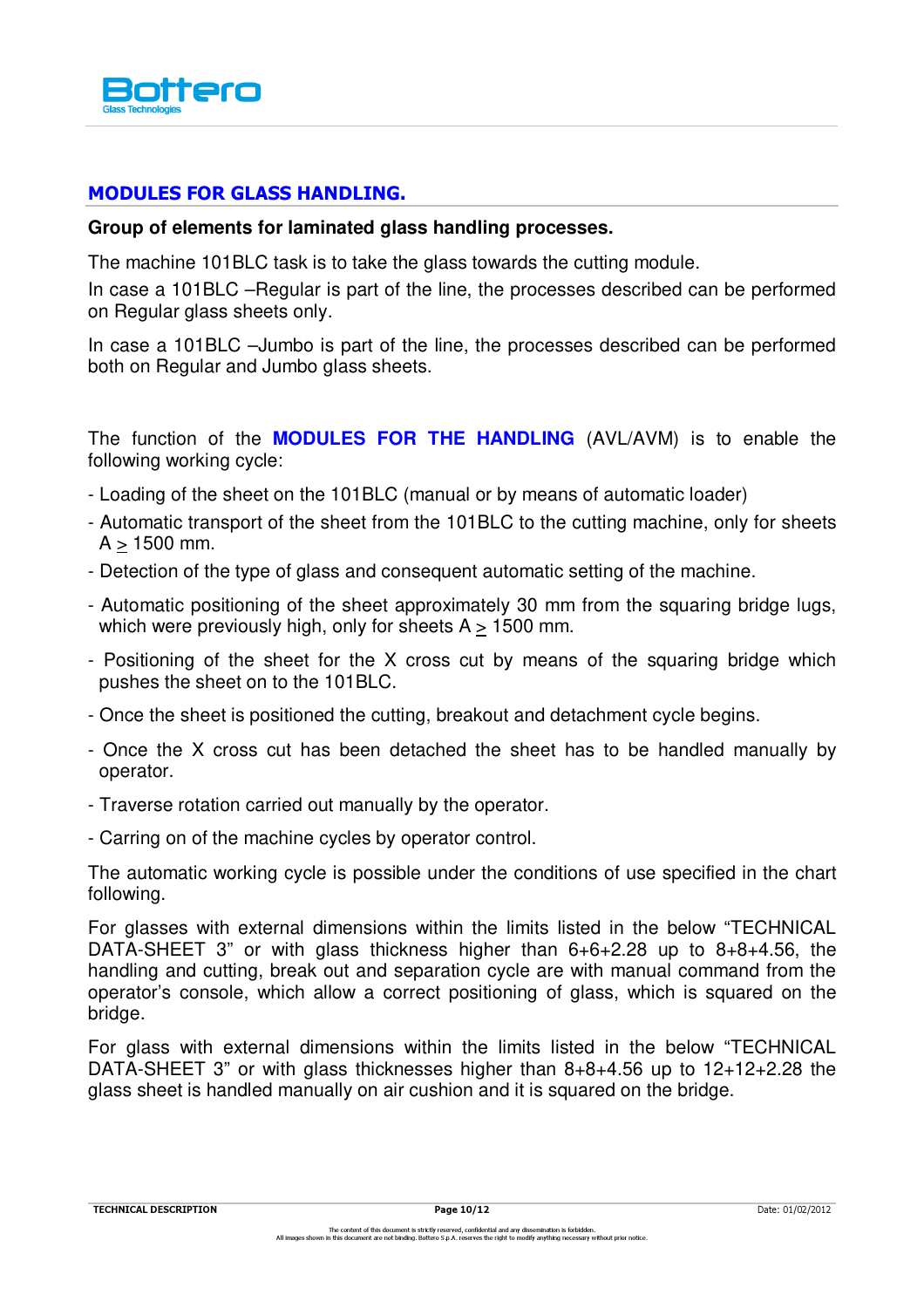## MODULES FOR GLASS HANDLING.

**Group of elements for laminated glass handling processes.**

The machine 101BLC task is to take the glass towards the cutting module.

In case a 101BLC –Regular is part of the line, the processes described can be performed on Regular glass sheets only.

In case a 101BLC –Jumbo is part of the line, the processes described can be performed both on Regular and Jumbo glass sheets.

The function of the **MODULES FOR THE HANDLING** (AVL/AVM) is to enable the following working cycle:

- Loading of the sheet on the 101BLC (manual or by means of automatic loader)
- Automatic transport of the sheet from the 101BLC to the cutting machine, only for sheets A $\geq$ 1500 mm.
- Detection of the type of glass and consequent automatic setting of the machine.
- Automatic positioning of the sheet approximately 30 mm from the squaring bridge lugs, which were previously high, only for sheets A $\geq$ 1500 mm.
- Positioning of the sheet for the X cross cut by means of the squaring bridge which pushes the sheet on to the 101BLC.
- Once the sheet is positioned the cutting, breakout and detachment cycle begins.
- Once the X cross cut has been detached the sheet has to be handled manually by operator.
- Traverse rotation carried out manually by the operator.
- Carring on of the machine cycles by operator control.

The automatic working cycle is possible under the conditions of use specified in the chart following.

For glasses with external dimensions within the limits listed in the below "TECHNICAL DATA-SHEET 3" or with glass thickness higher than 6+6+2.28 up to 8+8+4.56, the handling and cutting, break out and separation cycle are with manual command from the operator's console, which allow a correct positioning of glass, which is squared on the bridge.

For glass with external dimensions within the limits listed in the below "TECHNICAL DATA-SHEET 3" or with glass thicknesses higher than 8+8+4.56 up to 12+12+2.28 the glass sheet is handled manually on air cushion and it is squared on the bridge.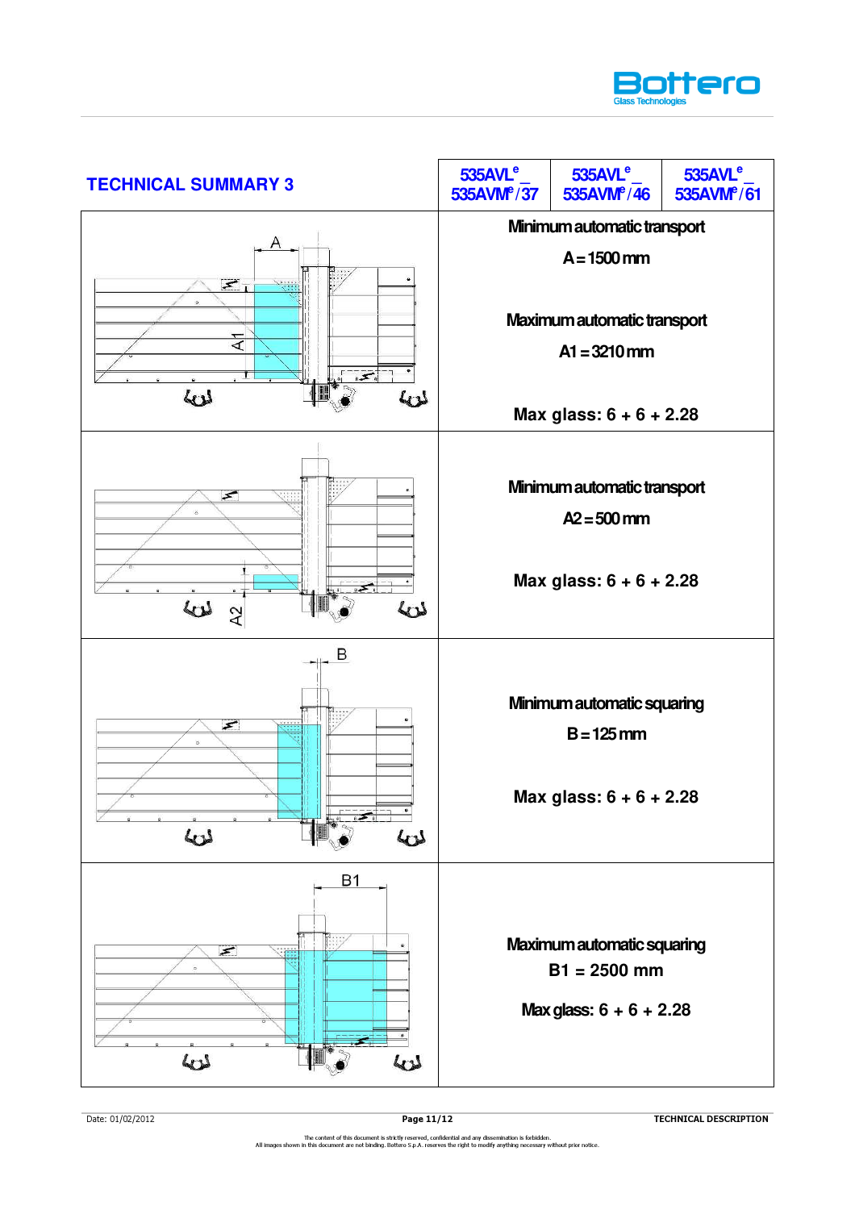## TECHNICAL SUMMARY 3

| | 535AVL[e]_535AVM[e]/37 | 535AVL[e]_535AVM[e]/46 | 535AVL[e]_535AVM[e]/61 |
|---|---|---|---|
| A, A1 | Minimum automatic transport<br>A = 1500 mm<br><br>Maximum automatic transport<br>A1 = 3210 mm<br><br>Max glass: 6 + 6 + 2.28 | | |
| A2 | Minimum automatic transport<br>A2 = 500 mm<br><br>Max glass: 6 + 6 + 2.28 | | |
| B | Minimum automatic squaring<br>B = 125 mm<br><br>Max glass: 6 + 6 + 2.28 | | |
| B1 | Maximum automatic squaring<br>B1 = 2500 mm<br><br>Max glass: 6 + 6 + 2.28 | | |

Date: 01/02/2012

TECHNICAL DESCRIPTION

The content of this document is strictly reserved, confidential and any dissemination is forbidden.
All images shown in this document are not binding. Bottero S.p.A. reserves the right to modify anything necessary without prior notice.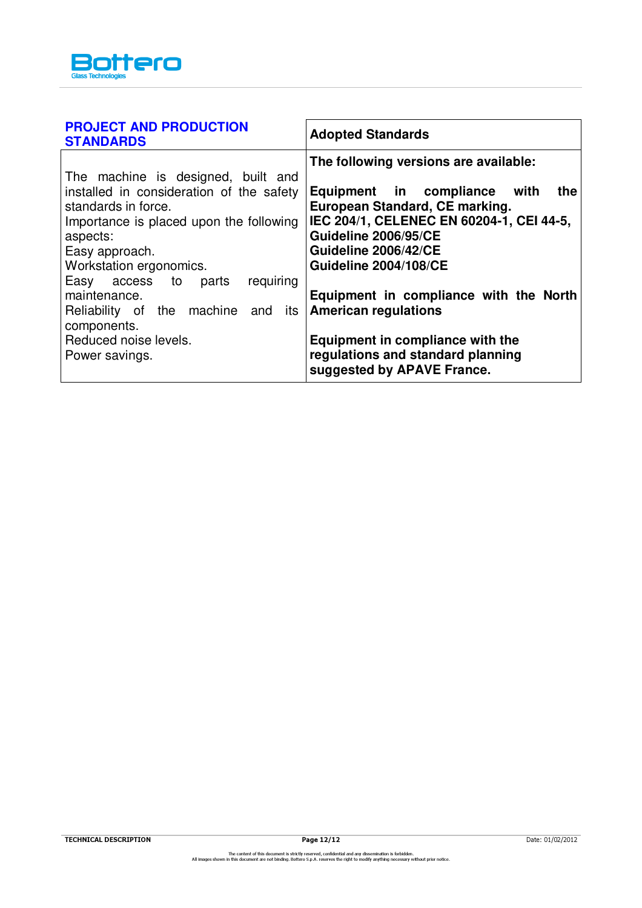| PROJECT AND PRODUCTION STANDARDS | Adopted Standards |
|---|---|
| The machine is designed, built and installed in consideration of the safety standards in force.<br>Importance is placed upon the following aspects:<br>Easy approach.<br>Workstation ergonomics.<br>Easy access to parts requiring maintenance.<br>Reliability of the machine and its components.<br>Reduced noise levels.<br>Power savings. | **The following versions are available:**<br><br>**Equipment in compliance with the European Standard, CE marking.**<br>**IEC 204/1, CELENEC EN 60204-1, CEI 44-5,**<br>**Guideline 2006/95/CE**<br>**Guideline 2006/42/CE**<br>**Guideline 2004/108/CE**<br><br>**Equipment in compliance with the North American regulations**<br><br>**Equipment in compliance with the regulations and standard planning suggested by APAVE France.** |